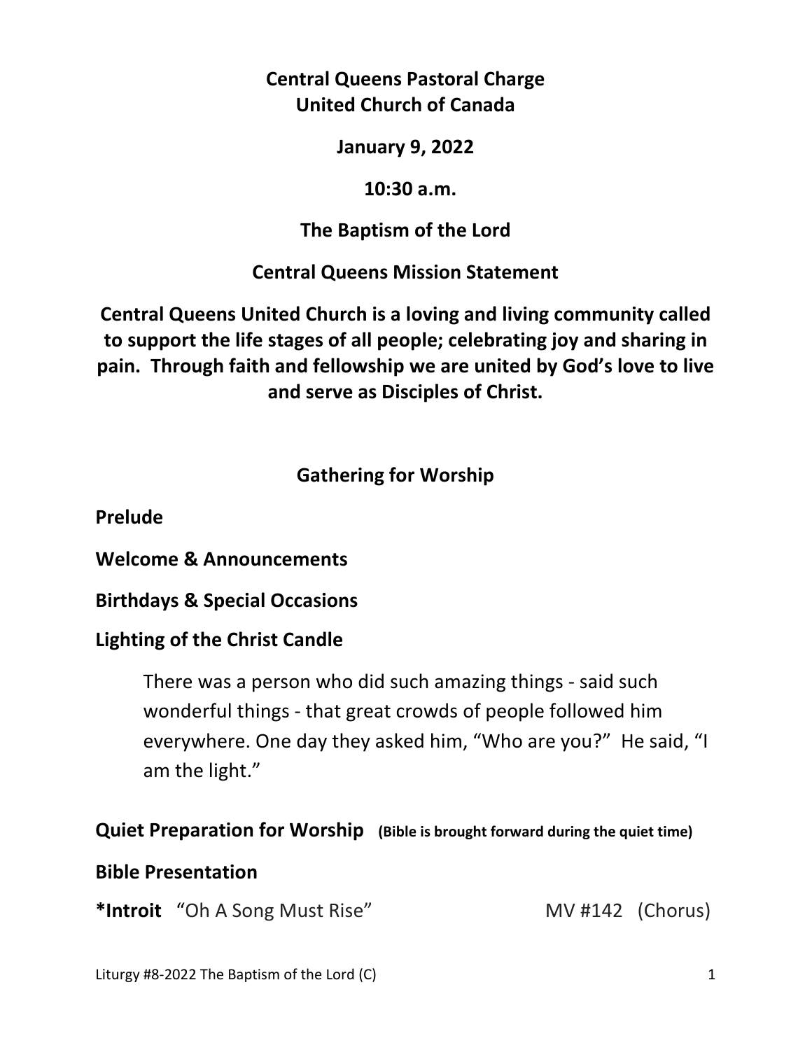**Central Queens Pastoral Charge**
**United Church of Canada**

**January 9, 2022**

**10:30 a.m.**

**The Baptism of the Lord**

**Central Queens Mission Statement**

**Central Queens United Church is a loving and living community called to support the life stages of all people; celebrating joy and sharing in pain. Through faith and fellowship we are united by God's love to live and serve as Disciples of Christ.**

## Gathering for Worship

**Prelude**

**Welcome & Announcements**

**Birthdays & Special Occasions**

**Lighting of the Christ Candle**

> There was a person who did such amazing things - said such wonderful things - that great crowds of people followed him everywhere. One day they asked him, "Who are you?" He said, "I am the light."

**Quiet Preparation for Worship** **(Bible is brought forward during the quiet time)**

**Bible Presentation**

***Introit** "Oh A Song Must Rise" MV #142 (Chorus)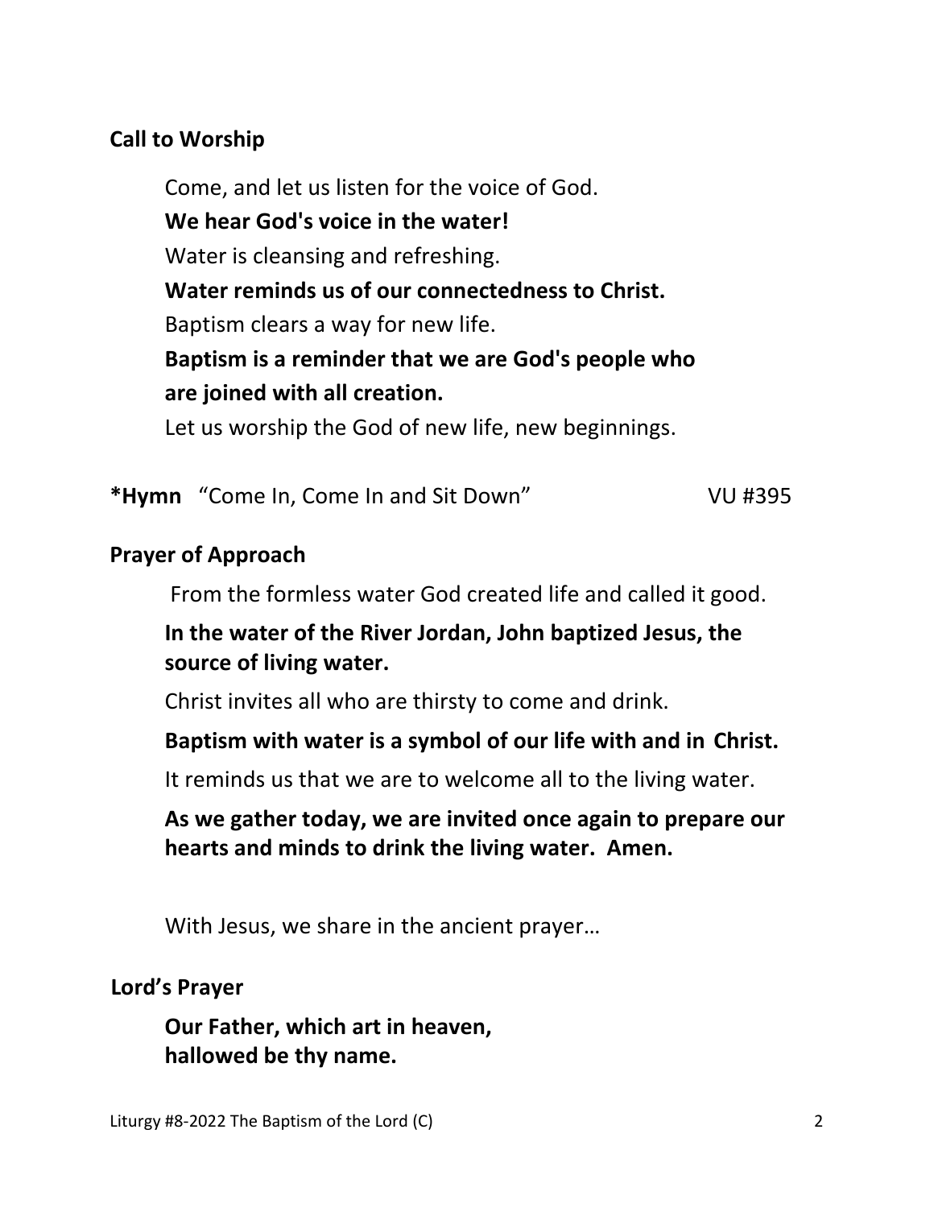## Call to Worship

Come, and let us listen for the voice of God.
**We hear God's voice in the water!**
Water is cleansing and refreshing.
**Water reminds us of our connectedness to Christ.**
Baptism clears a way for new life.
**Baptism is a reminder that we are God's people who are joined with all creation.**
Let us worship the God of new life, new beginnings.

**\*Hymn** "Come In, Come In and Sit Down" VU #395

## Prayer of Approach

From the formless water God created life and called it good.

**In the water of the River Jordan, John baptized Jesus, the source of living water.**

Christ invites all who are thirsty to come and drink.

**Baptism with water is a symbol of our life with and in Christ.**

It reminds us that we are to welcome all to the living water.

**As we gather today, we are invited once again to prepare our hearts and minds to drink the living water. Amen.**

With Jesus, we share in the ancient prayer…

## Lord's Prayer

**Our Father, which art in heaven,**
**hallowed be thy name.**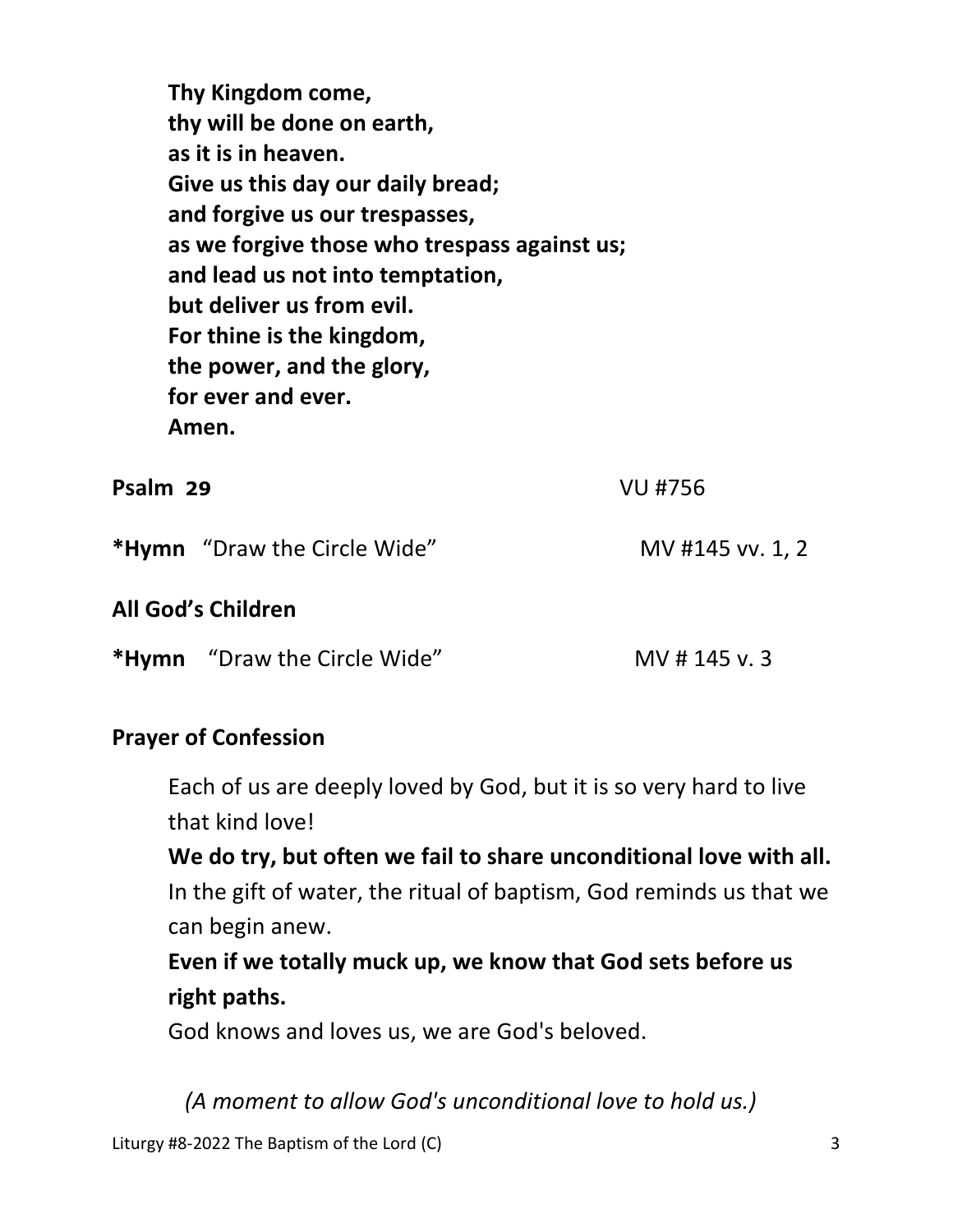**Thy Kingdom come,**
**thy will be done on earth,**
**as it is in heaven.**
**Give us this day our daily bread;**
**and forgive us our trespasses,**
**as we forgive those who trespass against us;**
**and lead us not into temptation,**
**but deliver us from evil.**
**For thine is the kingdom,**
**the power, and the glory,**
**for ever and ever.**
**Amen.**

**Psalm 29** VU #756

***Hymn** "Draw the Circle Wide" MV #145 vv. 1, 2

**All God's Children**

***Hymn** "Draw the Circle Wide" MV # 145 v. 3

**Prayer of Confession**

Each of us are deeply loved by God, but it is so very hard to live that kind love!

**We do try, but often we fail to share unconditional love with all.**

In the gift of water, the ritual of baptism, God reminds us that we can begin anew.

**Even if we totally muck up, we know that God sets before us right paths.**

God knows and loves us, we are God's beloved.

*(A moment to allow God's unconditional love to hold us.)*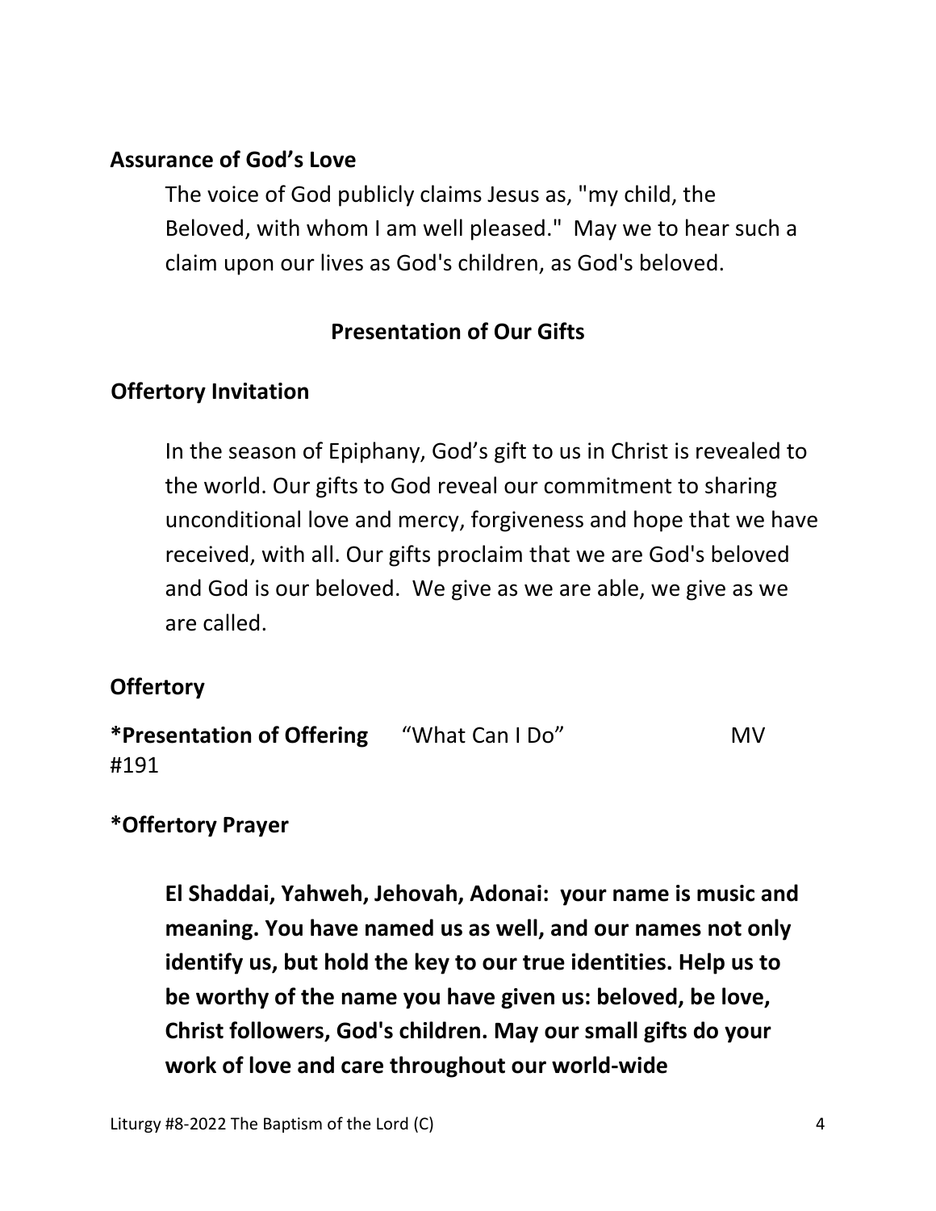**Assurance of God's Love**

The voice of God publicly claims Jesus as, "my child, the Beloved, with whom I am well pleased." May we to hear such a claim upon our lives as God's children, as God's beloved.

**Presentation of Our Gifts**

**Offertory Invitation**

In the season of Epiphany, God's gift to us in Christ is revealed to the world. Our gifts to God reveal our commitment to sharing unconditional love and mercy, forgiveness and hope that we have received, with all. Our gifts proclaim that we are God's beloved and God is our beloved. We give as we are able, we give as we are called.

**Offertory**

**\*Presentation of Offering** "What Can I Do" MV #191

**\*Offertory Prayer**

**El Shaddai, Yahweh, Jehovah, Adonai: your name is music and meaning. You have named us as well, and our names not only identify us, but hold the key to our true identities. Help us to be worthy of the name you have given us: beloved, be love, Christ followers, God's children. May our small gifts do your work of love and care throughout our world-wide**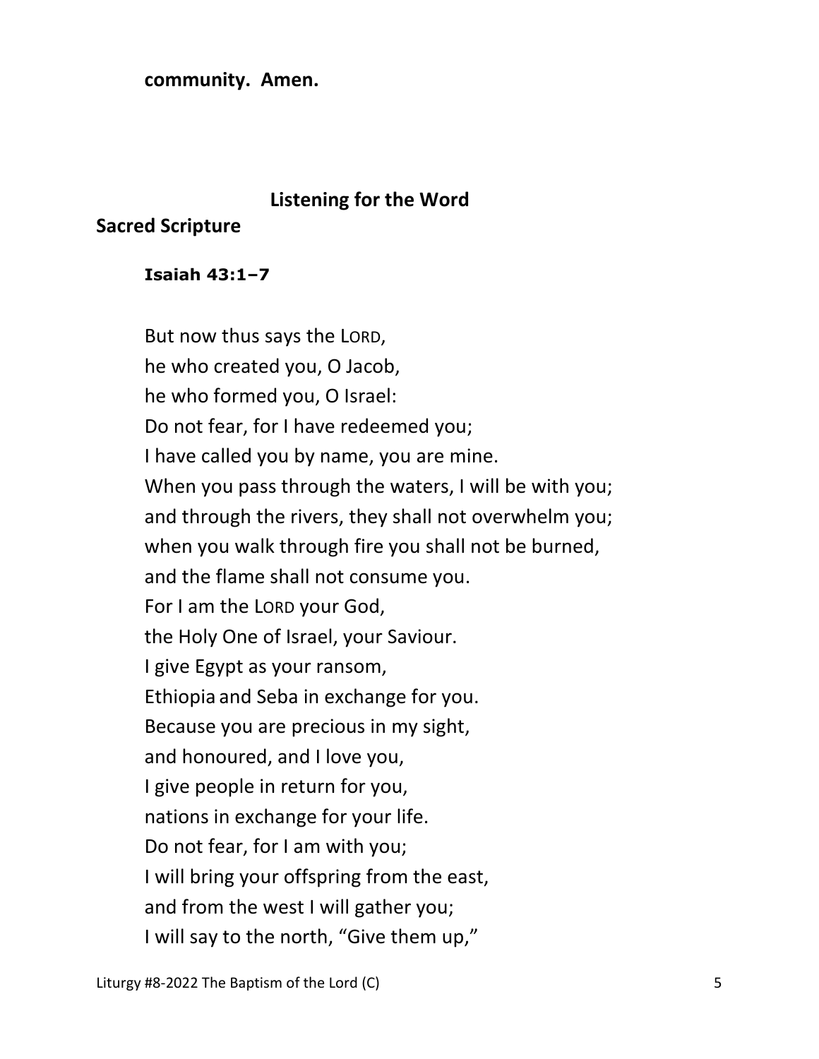**community. Amen.**

## Listening for the Word

### Sacred Scripture

**Isaiah 43:1–7**

But now thus says the LORD,  
he who created you, O Jacob,  
he who formed you, O Israel:  
Do not fear, for I have redeemed you;  
I have called you by name, you are mine.  
When you pass through the waters, I will be with you;  
and through the rivers, they shall not overwhelm you;  
when you walk through fire you shall not be burned,  
and the flame shall not consume you.  
For I am the LORD your God,  
the Holy One of Israel, your Saviour.  
I give Egypt as your ransom,  
Ethiopia and Seba in exchange for you.  
Because you are precious in my sight,  
and honoured, and I love you,  
I give people in return for you,  
nations in exchange for your life.  
Do not fear, for I am with you;  
I will bring your offspring from the east,  
and from the west I will gather you;  
I will say to the north, "Give them up,"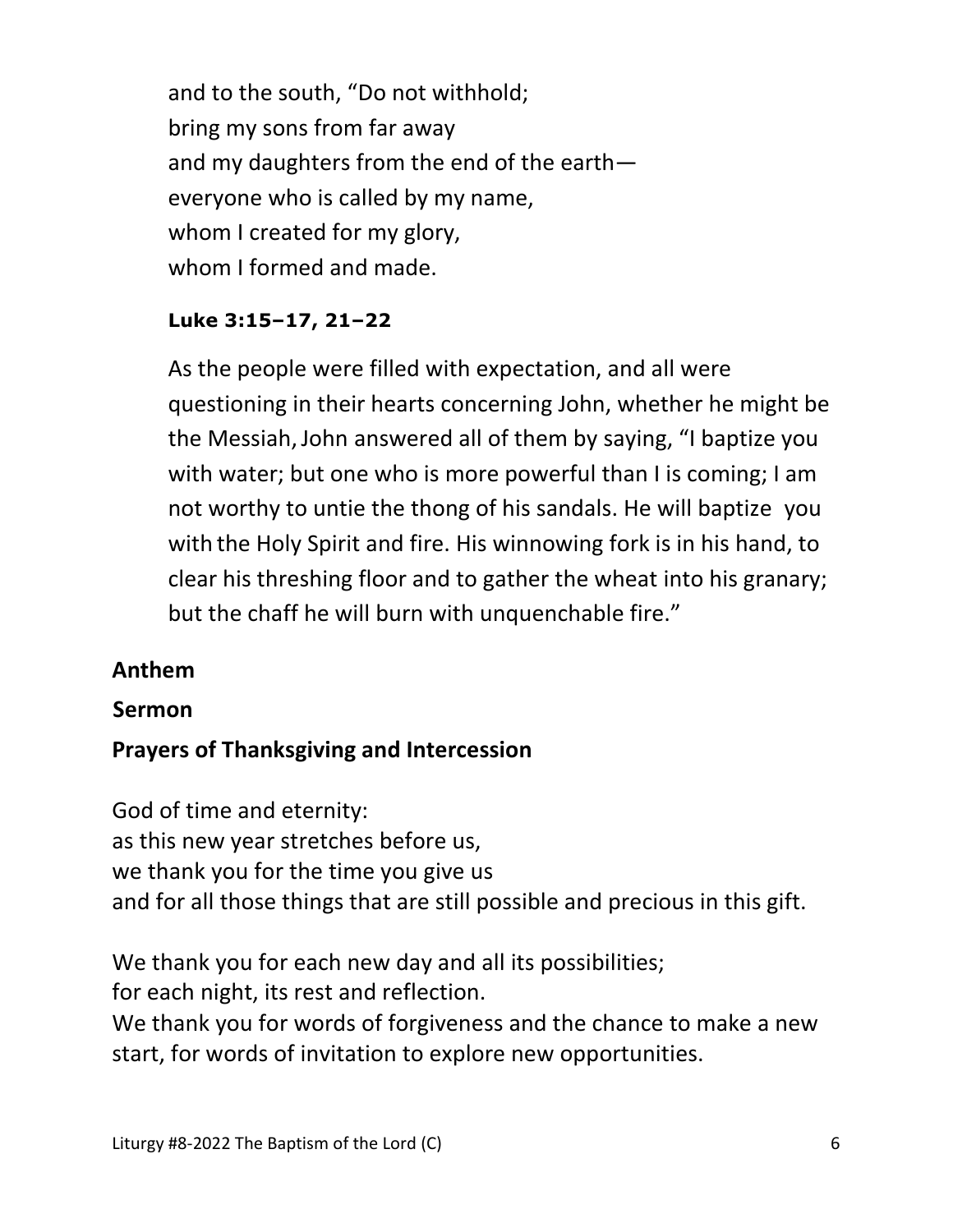and to the south, “Do not withhold;
bring my sons from far away
and my daughters from the end of the earth—
everyone who is called by my name,
whom I created for my glory,
whom I formed and made.

**Luke 3:15–17, 21–22**

As the people were filled with expectation, and all were questioning in their hearts concerning John, whether he might be the Messiah, John answered all of them by saying, “I baptize you with water; but one who is more powerful than I is coming; I am not worthy to untie the thong of his sandals. He will baptize you with the Holy Spirit and fire. His winnowing fork is in his hand, to clear his threshing floor and to gather the wheat into his granary; but the chaff he will burn with unquenchable fire.”

**Anthem**

**Sermon**

**Prayers of Thanksgiving and Intercession**

God of time and eternity:
as this new year stretches before us,
we thank you for the time you give us
and for all those things that are still possible and precious in this gift.

We thank you for each new day and all its possibilities;
for each night, its rest and reflection.
We thank you for words of forgiveness and the chance to make a new start, for words of invitation to explore new opportunities.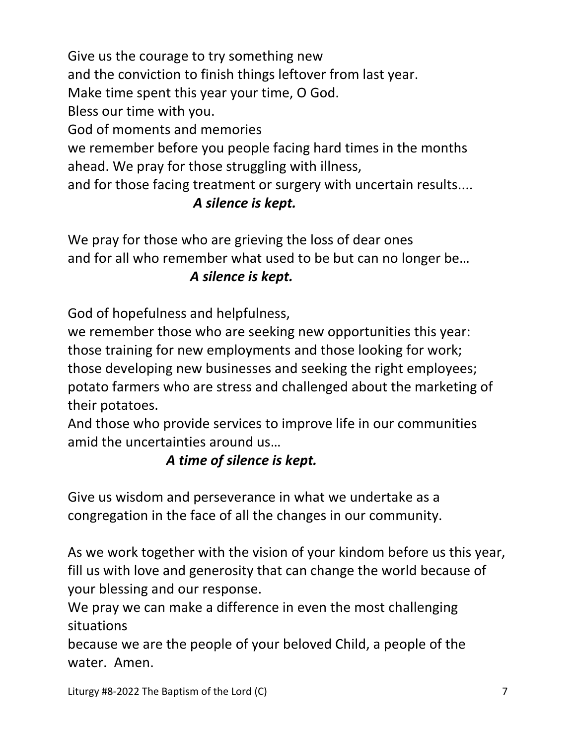Give us the courage to try something new
and the conviction to finish things leftover from last year.
Make time spent this year your time, O God.
Bless our time with you.
God of moments and memories
we remember before you people facing hard times in the months ahead. We pray for those struggling with illness,
and for those facing treatment or surgery with uncertain results....

***A silence is kept.***

We pray for those who are grieving the loss of dear ones
and for all who remember what used to be but can no longer be…

***A silence is kept.***

God of hopefulness and helpfulness,
we remember those who are seeking new opportunities this year:
those training for new employments and those looking for work;
those developing new businesses and seeking the right employees;
potato farmers who are stress and challenged about the marketing of their potatoes.
And those who provide services to improve life in our communities amid the uncertainties around us…

***A time of silence is kept.***

Give us wisdom and perseverance in what we undertake as a congregation in the face of all the changes in our community.

As we work together with the vision of your kindom before us this year, fill us with love and generosity that can change the world because of your blessing and our response.
We pray we can make a difference in even the most challenging situations
because we are the people of your beloved Child, a people of the water. Amen.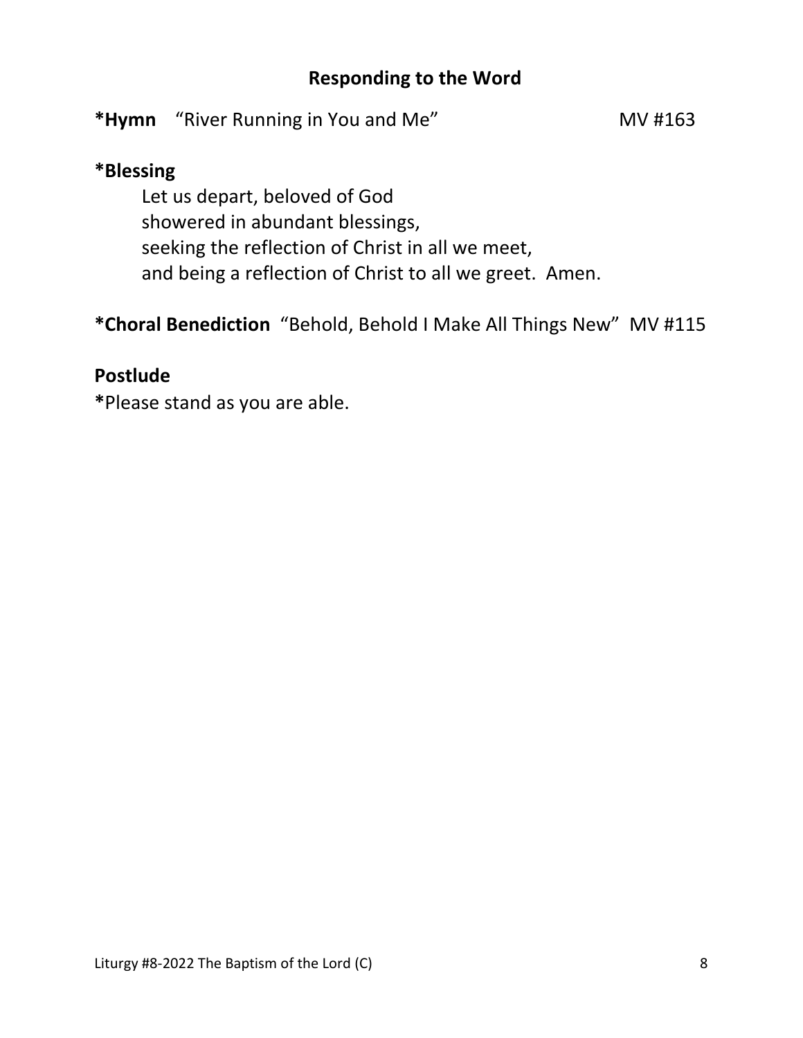## Responding to the Word

**\*Hymn** "River Running in You and Me" MV #163

**\*Blessing**

Let us depart, beloved of God
showered in abundant blessings,
seeking the reflection of Christ in all we meet,
and being a reflection of Christ to all we greet. Amen.

**\*Choral Benediction** "Behold, Behold I Make All Things New" MV #115

**Postlude**

**\***Please stand as you are able.